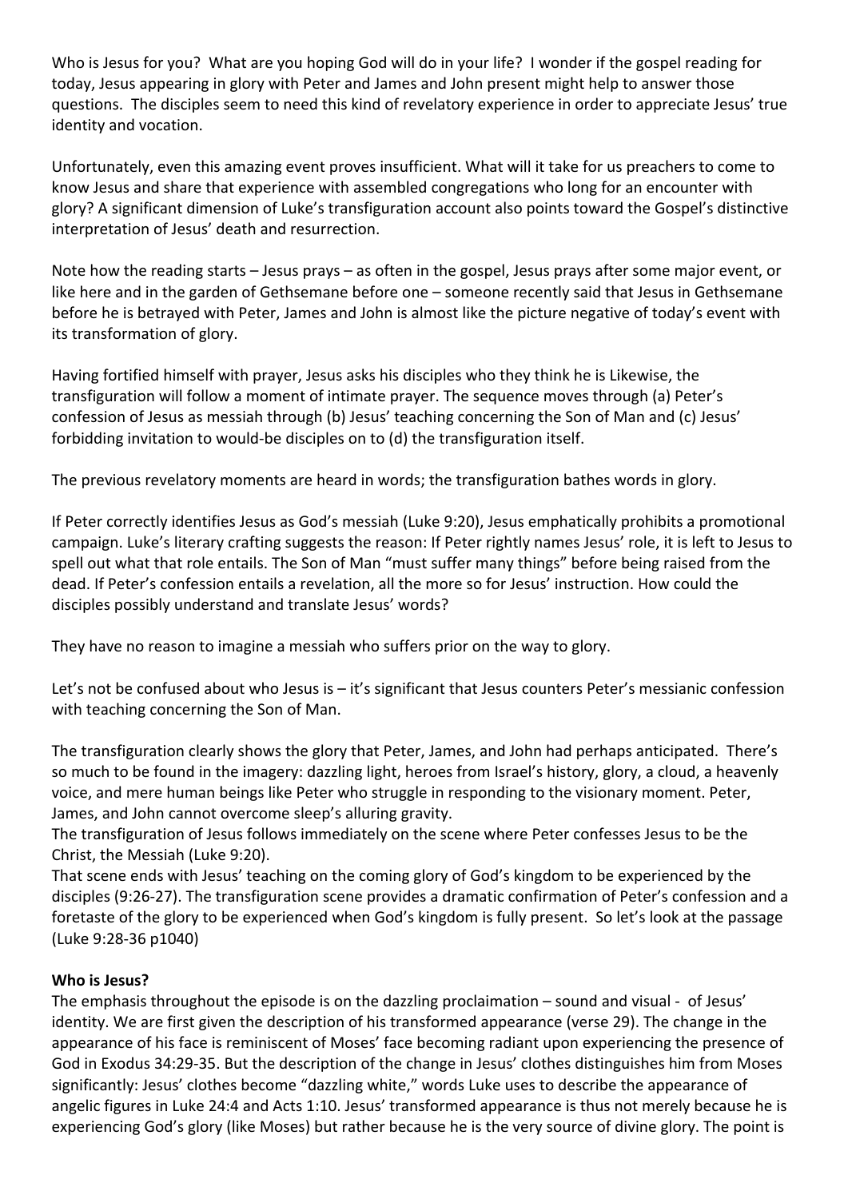Who is Jesus for you? What are you hoping God will do in your life? I wonder if the gospel reading for today, Jesus appearing in glory with Peter and James and John present might help to answer those questions. The disciples seem to need this kind of revelatory experience in order to appreciate Jesus' true identity and vocation.

Unfortunately, even this amazing event proves insufficient. What will it take for us preachers to come to know Jesus and share that experience with assembled congregations who long for an encounter with glory? A significant dimension of Luke's transfiguration account also points toward the Gospel's distinctive interpretation of Jesus' death and resurrection.

Note how the reading starts – Jesus prays – as often in the gospel, Jesus prays after some major event, or like here and in the garden of Gethsemane before one – someone recently said that Jesus in Gethsemane before he is betrayed with Peter, James and John is almost like the picture negative of today's event with its transformation of glory.

Having fortified himself with prayer, Jesus asks his disciples who they think he is Likewise, the transfiguration will follow a moment of intimate prayer. The sequence moves through (a) Peter's confession of Jesus as messiah through (b) Jesus' teaching concerning the Son of Man and (c) Jesus' forbidding invitation to would-be disciples on to (d) the transfiguration itself.

The previous revelatory moments are heard in words; the transfiguration bathes words in glory.

If Peter correctly identifies Jesus as God's messiah (Luke 9:20), Jesus emphatically prohibits a promotional campaign. Luke's literary crafting suggests the reason: If Peter rightly names Jesus' role, it is left to Jesus to spell out what that role entails. The Son of Man "must suffer many things" before being raised from the dead. If Peter's confession entails a revelation, all the more so for Jesus' instruction. How could the disciples possibly understand and translate Jesus' words?

They have no reason to imagine a messiah who suffers prior on the way to glory.

Let's not be confused about who Jesus is – it's significant that Jesus counters Peter's messianic confession with teaching concerning the Son of Man.

The transfiguration clearly shows the glory that Peter, James, and John had perhaps anticipated. There's so much to be found in the imagery: dazzling light, heroes from Israel's history, glory, a cloud, a heavenly voice, and mere human beings like Peter who struggle in responding to the visionary moment. Peter, James, and John cannot overcome sleep's alluring gravity.
The transfiguration of Jesus follows immediately on the scene where Peter confesses Jesus to be the Christ, the Messiah (Luke 9:20).
That scene ends with Jesus' teaching on the coming glory of God's kingdom to be experienced by the disciples (9:26-27). The transfiguration scene provides a dramatic confirmation of Peter's confession and a foretaste of the glory to be experienced when God's kingdom is fully present. So let's look at the passage (Luke 9:28-36 p1040)

**Who is Jesus?**
The emphasis throughout the episode is on the dazzling proclaimation – sound and visual - of Jesus' identity. We are first given the description of his transformed appearance (verse 29). The change in the appearance of his face is reminiscent of Moses' face becoming radiant upon experiencing the presence of God in Exodus 34:29-35. But the description of the change in Jesus' clothes distinguishes him from Moses significantly: Jesus' clothes become "dazzling white," words Luke uses to describe the appearance of angelic figures in Luke 24:4 and Acts 1:10. Jesus' transformed appearance is thus not merely because he is experiencing God's glory (like Moses) but rather because he is the very source of divine glory. The point is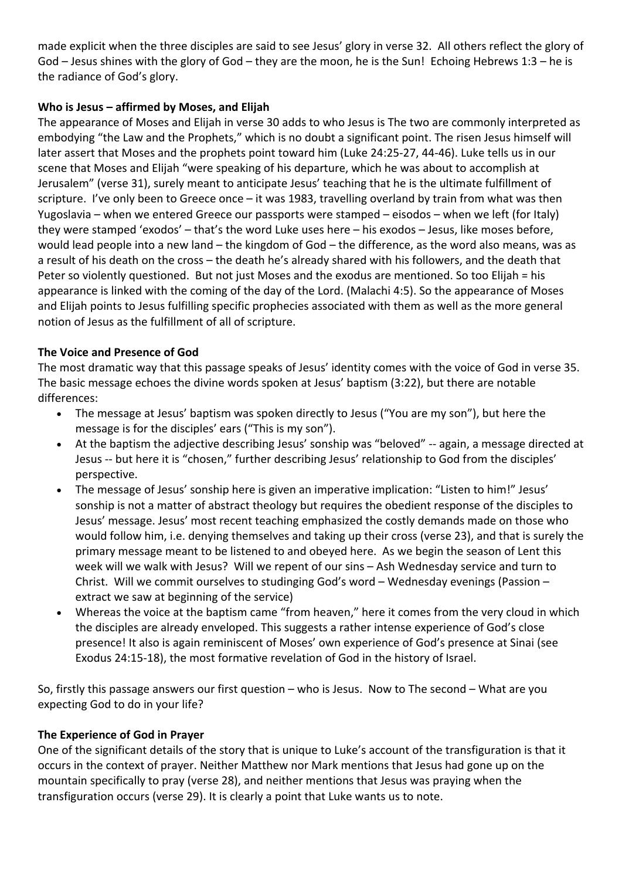made explicit when the three disciples are said to see Jesus' glory in verse 32. All others reflect the glory of God – Jesus shines with the glory of God – they are the moon, he is the Sun! Echoing Hebrews 1:3 – he is the radiance of God's glory.

**Who is Jesus – affirmed by Moses, and Elijah**

The appearance of Moses and Elijah in verse 30 adds to who Jesus is The two are commonly interpreted as embodying "the Law and the Prophets," which is no doubt a significant point. The risen Jesus himself will later assert that Moses and the prophets point toward him (Luke 24:25-27, 44-46). Luke tells us in our scene that Moses and Elijah "were speaking of his departure, which he was about to accomplish at Jerusalem" (verse 31), surely meant to anticipate Jesus' teaching that he is the ultimate fulfillment of scripture. I've only been to Greece once – it was 1983, travelling overland by train from what was then Yugoslavia – when we entered Greece our passports were stamped – eisodos – when we left (for Italy) they were stamped 'exodos' – that's the word Luke uses here – his exodos – Jesus, like moses before, would lead people into a new land – the kingdom of God – the difference, as the word also means, was as a result of his death on the cross – the death he's already shared with his followers, and the death that Peter so violently questioned. But not just Moses and the exodus are mentioned. So too Elijah = his appearance is linked with the coming of the day of the Lord. (Malachi 4:5). So the appearance of Moses and Elijah points to Jesus fulfilling specific prophecies associated with them as well as the more general notion of Jesus as the fulfillment of all of scripture.

**The Voice and Presence of God**

The most dramatic way that this passage speaks of Jesus' identity comes with the voice of God in verse 35. The basic message echoes the divine words spoken at Jesus' baptism (3:22), but there are notable differences:

- The message at Jesus' baptism was spoken directly to Jesus ("You are my son"), but here the message is for the disciples' ears ("This is my son").
- At the baptism the adjective describing Jesus' sonship was "beloved" -- again, a message directed at Jesus -- but here it is "chosen," further describing Jesus' relationship to God from the disciples' perspective.
- The message of Jesus' sonship here is given an imperative implication: "Listen to him!" Jesus' sonship is not a matter of abstract theology but requires the obedient response of the disciples to Jesus' message. Jesus' most recent teaching emphasized the costly demands made on those who would follow him, i.e. denying themselves and taking up their cross (verse 23), and that is surely the primary message meant to be listened to and obeyed here. As we begin the season of Lent this week will we walk with Jesus? Will we repent of our sins – Ash Wednesday service and turn to Christ. Will we commit ourselves to studinging God's word – Wednesday evenings (Passion – extract we saw at beginning of the service)
- Whereas the voice at the baptism came "from heaven," here it comes from the very cloud in which the disciples are already enveloped. This suggests a rather intense experience of God's close presence! It also is again reminiscent of Moses' own experience of God's presence at Sinai (see Exodus 24:15-18), the most formative revelation of God in the history of Israel.

So, firstly this passage answers our first question – who is Jesus. Now to The second – What are you expecting God to do in your life?

**The Experience of God in Prayer**

One of the significant details of the story that is unique to Luke's account of the transfiguration is that it occurs in the context of prayer. Neither Matthew nor Mark mentions that Jesus had gone up on the mountain specifically to pray (verse 28), and neither mentions that Jesus was praying when the transfiguration occurs (verse 29). It is clearly a point that Luke wants us to note.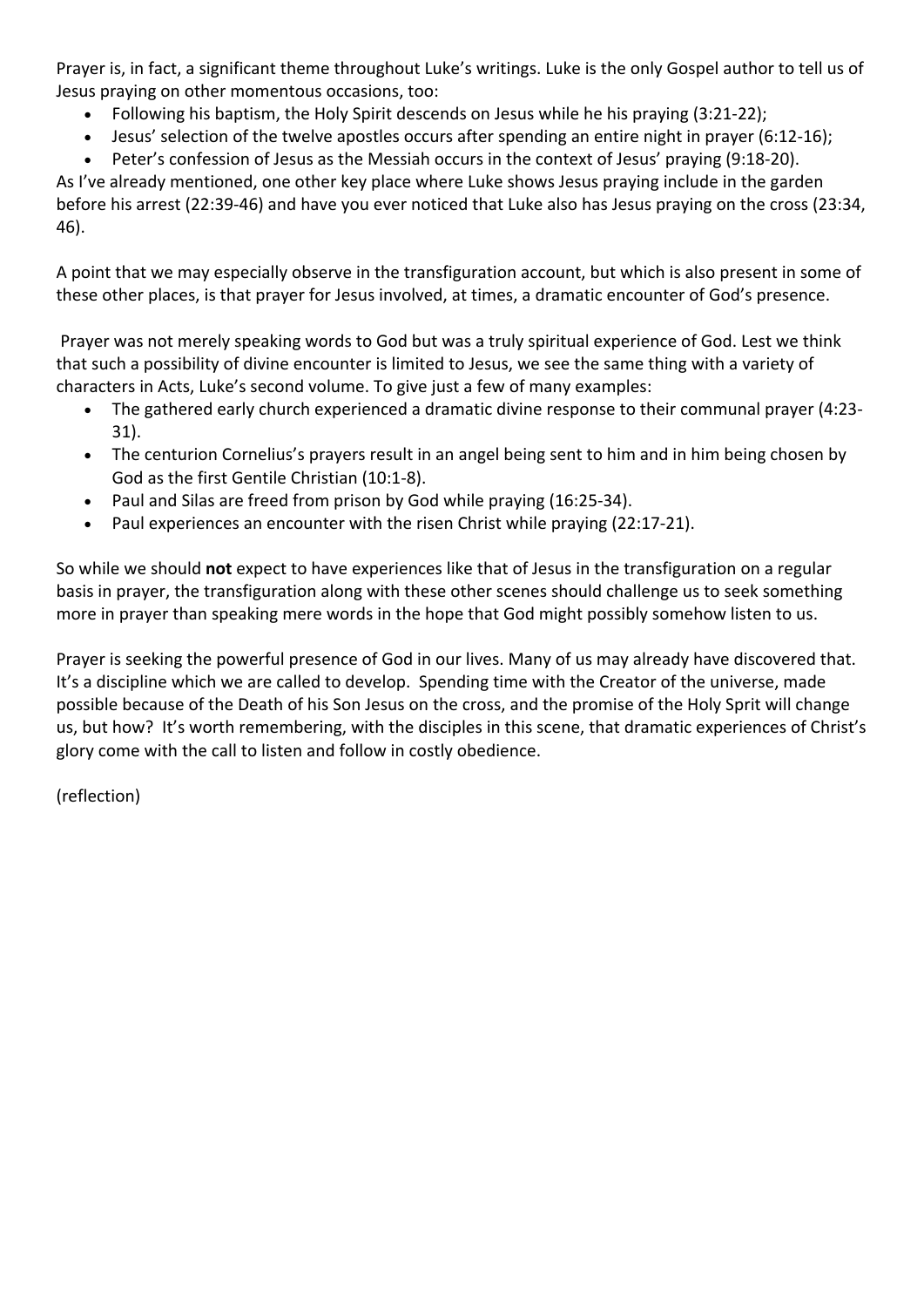Prayer is, in fact, a significant theme throughout Luke's writings. Luke is the only Gospel author to tell us of Jesus praying on other momentous occasions, too:

- Following his baptism, the Holy Spirit descends on Jesus while he his praying (3:21-22);
- Jesus' selection of the twelve apostles occurs after spending an entire night in prayer (6:12-16);
- Peter's confession of Jesus as the Messiah occurs in the context of Jesus' praying (9:18-20).

As I've already mentioned, one other key place where Luke shows Jesus praying include in the garden before his arrest (22:39-46) and have you ever noticed that Luke also has Jesus praying on the cross (23:34, 46).

A point that we may especially observe in the transfiguration account, but which is also present in some of these other places, is that prayer for Jesus involved, at times, a dramatic encounter of God's presence.

Prayer was not merely speaking words to God but was a truly spiritual experience of God. Lest we think that such a possibility of divine encounter is limited to Jesus, we see the same thing with a variety of characters in Acts, Luke's second volume. To give just a few of many examples:

- The gathered early church experienced a dramatic divine response to their communal prayer (4:23-31).
- The centurion Cornelius's prayers result in an angel being sent to him and in him being chosen by God as the first Gentile Christian (10:1-8).
- Paul and Silas are freed from prison by God while praying (16:25-34).
- Paul experiences an encounter with the risen Christ while praying (22:17-21).

So while we should **not** expect to have experiences like that of Jesus in the transfiguration on a regular basis in prayer, the transfiguration along with these other scenes should challenge us to seek something more in prayer than speaking mere words in the hope that God might possibly somehow listen to us.

Prayer is seeking the powerful presence of God in our lives. Many of us may already have discovered that. It's a discipline which we are called to develop. Spending time with the Creator of the universe, made possible because of the Death of his Son Jesus on the cross, and the promise of the Holy Sprit will change us, but how? It's worth remembering, with the disciples in this scene, that dramatic experiences of Christ's glory come with the call to listen and follow in costly obedience.

(reflection)